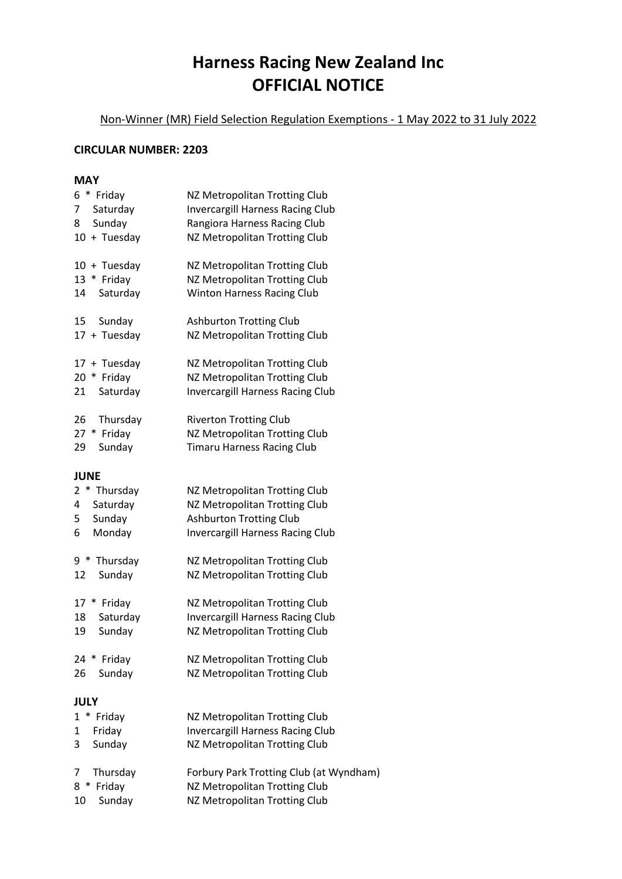# Harness Racing New Zealand Inc
# OFFICIAL NOTICE

Non-Winner (MR) Field Selection Regulation Exemptions - 1 May 2022 to 31 July 2022

**CIRCULAR NUMBER: 2203**

**MAY**

| | |
|---|---|
| 6 * Friday | NZ Metropolitan Trotting Club |
| 7 Saturday | Invercargill Harness Racing Club |
| 8 Sunday | Rangiora Harness Racing Club |
| 10 + Tuesday | NZ Metropolitan Trotting Club |
| | |
| 10 + Tuesday | NZ Metropolitan Trotting Club |
| 13 * Friday | NZ Metropolitan Trotting Club |
| 14 Saturday | Winton Harness Racing Club |
| | |
| 15 Sunday | Ashburton Trotting Club |
| 17 + Tuesday | NZ Metropolitan Trotting Club |
| | |
| 17 + Tuesday | NZ Metropolitan Trotting Club |
| 20 * Friday | NZ Metropolitan Trotting Club |
| 21 Saturday | Invercargill Harness Racing Club |
| | |
| 26 Thursday | Riverton Trotting Club |
| 27 * Friday | NZ Metropolitan Trotting Club |
| 29 Sunday | Timaru Harness Racing Club |

**JUNE**

| | |
|---|---|
| 2 * Thursday | NZ Metropolitan Trotting Club |
| 4 Saturday | NZ Metropolitan Trotting Club |
| 5 Sunday | Ashburton Trotting Club |
| 6 Monday | Invercargill Harness Racing Club |
| | |
| 9 * Thursday | NZ Metropolitan Trotting Club |
| 12 Sunday | NZ Metropolitan Trotting Club |
| | |
| 17 * Friday | NZ Metropolitan Trotting Club |
| 18 Saturday | Invercargill Harness Racing Club |
| 19 Sunday | NZ Metropolitan Trotting Club |
| | |
| 24 * Friday | NZ Metropolitan Trotting Club |
| 26 Sunday | NZ Metropolitan Trotting Club |

**JULY**

| | |
|---|---|
| 1 * Friday | NZ Metropolitan Trotting Club |
| 1 Friday | Invercargill Harness Racing Club |
| 3 Sunday | NZ Metropolitan Trotting Club |
| | |
| 7 Thursday | Forbury Park Trotting Club (at Wyndham) |
| 8 * Friday | NZ Metropolitan Trotting Club |
| 10 Sunday | NZ Metropolitan Trotting Club |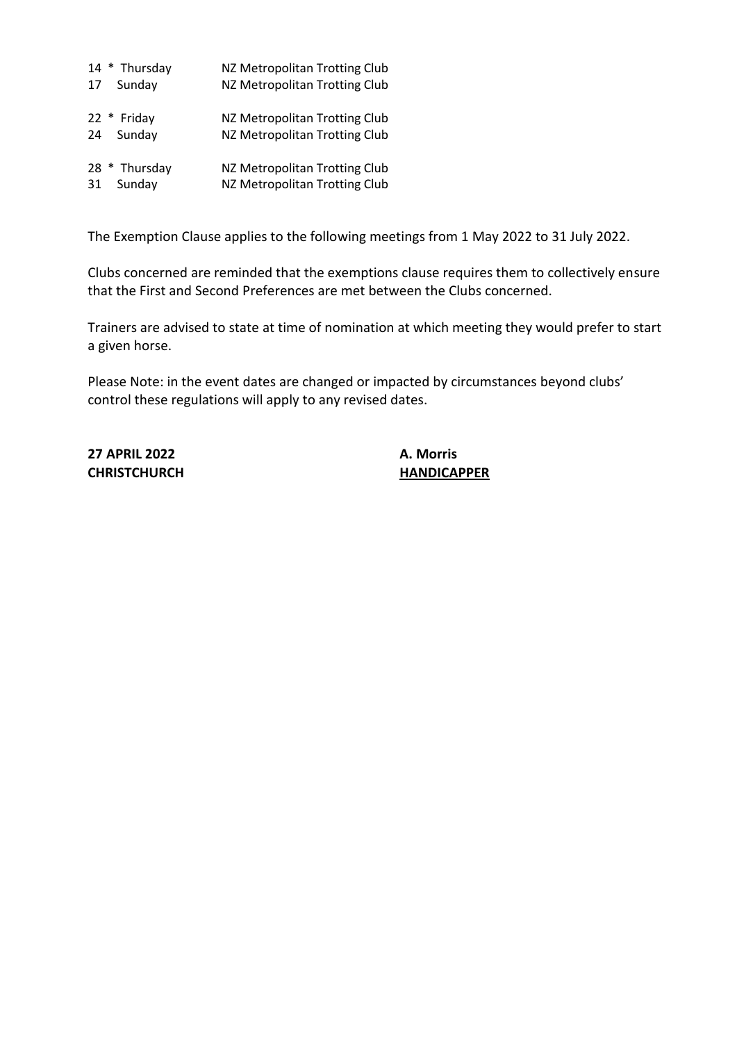| | |
|---|---|
| 14 * Thursday | NZ Metropolitan Trotting Club |
| 17 Sunday | NZ Metropolitan Trotting Club |
| 22 * Friday | NZ Metropolitan Trotting Club |
| 24 Sunday | NZ Metropolitan Trotting Club |
| 28 * Thursday | NZ Metropolitan Trotting Club |
| 31 Sunday | NZ Metropolitan Trotting Club |

The Exemption Clause applies to the following meetings from 1 May 2022 to 31 July 2022.

Clubs concerned are reminded that the exemptions clause requires them to collectively ensure that the First and Second Preferences are met between the Clubs concerned.

Trainers are advised to state at time of nomination at which meeting they would prefer to start a given horse.

Please Note: in the event dates are changed or impacted by circumstances beyond clubs' control these regulations will apply to any revised dates.

**27 APRIL 2022**
**CHRISTCHURCH**

**A. Morris**
**HANDICAPPER**